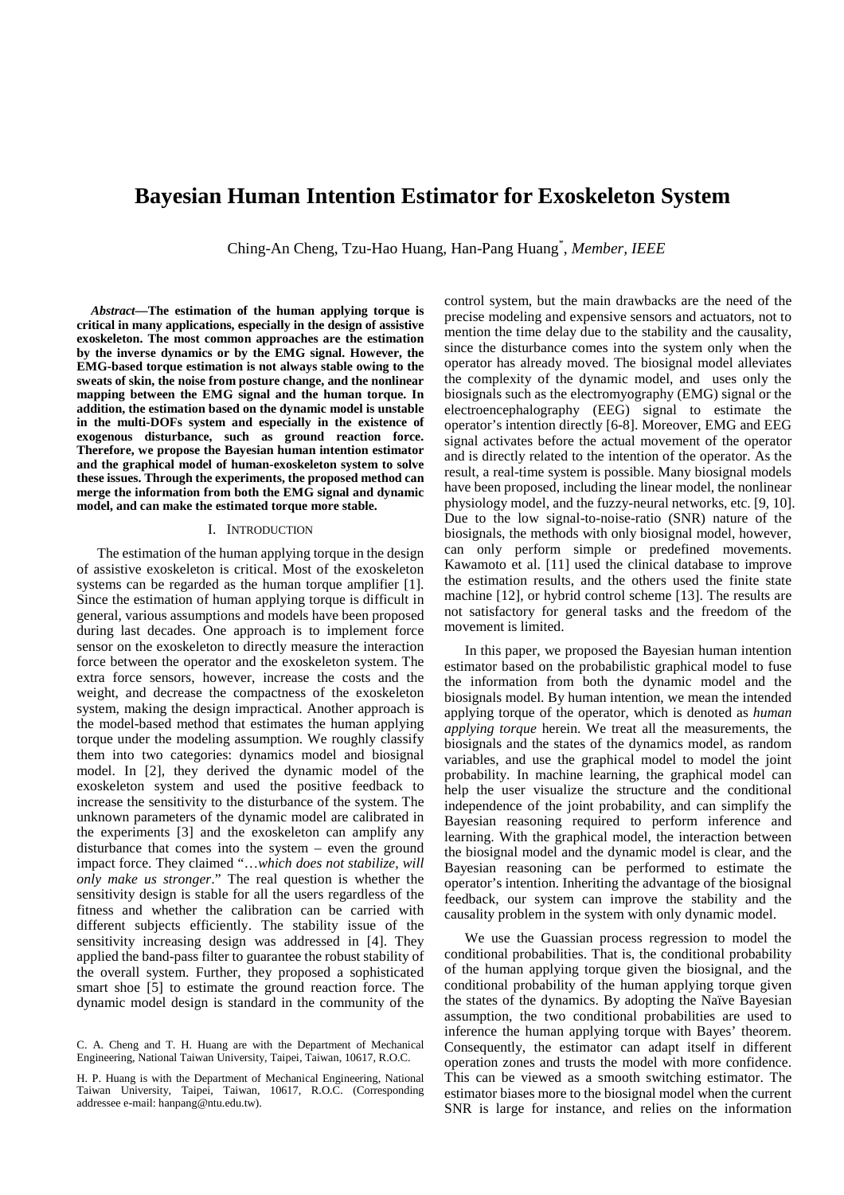# Bayesian Human Intention Estimator for Exoskeleton System

Ching-An Cheng, Tzu-Hao Huang, Han-Pang Huang*, *Member, IEEE*

***Abstract*—The estimation of the human applying torque is critical in many applications, especially in the design of assistive exoskeleton. The most common approaches are the estimation by the inverse dynamics or by the EMG signal. However, the EMG-based torque estimation is not always stable owing to the sweats of skin, the noise from posture change, and the nonlinear mapping between the EMG signal and the human torque. In addition, the estimation based on the dynamic model is unstable in the multi-DOFs system and especially in the existence of exogenous disturbance, such as ground reaction force. Therefore, we propose the Bayesian human intention estimator and the graphical model of human-exoskeleton system to solve these issues. Through the experiments, the proposed method can merge the information from both the EMG signal and dynamic model, and can make the estimated torque more stable.**

## I. INTRODUCTION

The estimation of the human applying torque in the design of assistive exoskeleton is critical. Most of the exoskeleton systems can be regarded as the human torque amplifier [1]. Since the estimation of human applying torque is difficult in general, various assumptions and models have been proposed during last decades. One approach is to implement force sensor on the exoskeleton to directly measure the interaction force between the operator and the exoskeleton system. The extra force sensors, however, increase the costs and the weight, and decrease the compactness of the exoskeleton system, making the design impractical. Another approach is the model-based method that estimates the human applying torque under the modeling assumption. We roughly classify them into two categories: dynamics model and biosignal model. In [2], they derived the dynamic model of the exoskeleton system and used the positive feedback to increase the sensitivity to the disturbance of the system. The unknown parameters of the dynamic model are calibrated in the experiments [3] and the exoskeleton can amplify any disturbance that comes into the system – even the ground impact force. They claimed "…*which does not stabilize, will only make us stronger*." The real question is whether the sensitivity design is stable for all the users regardless of the fitness and whether the calibration can be carried with different subjects efficiently. The stability issue of the sensitivity increasing design was addressed in [4]. They applied the band-pass filter to guarantee the robust stability of the overall system. Further, they proposed a sophisticated smart shoe [5] to estimate the ground reaction force. The dynamic model design is standard in the community of the control system, but the main drawbacks are the need of the precise modeling and expensive sensors and actuators, not to mention the time delay due to the stability and the causality, since the disturbance comes into the system only when the operator has already moved. The biosignal model alleviates the complexity of the dynamic model, and uses only the biosignals such as the electromyography (EMG) signal or the electroencephalography (EEG) signal to estimate the operator's intention directly [6-8]. Moreover, EMG and EEG signal activates before the actual movement of the operator and is directly related to the intention of the operator. As the result, a real-time system is possible. Many biosignal models have been proposed, including the linear model, the nonlinear physiology model, and the fuzzy-neural networks, etc. [9, 10]. Due to the low signal-to-noise-ratio (SNR) nature of the biosignals, the methods with only biosignal model, however, can only perform simple or predefined movements. Kawamoto et al. [11] used the clinical database to improve the estimation results, and the others used the finite state machine [12], or hybrid control scheme [13]. The results are not satisfactory for general tasks and the freedom of the movement is limited.

In this paper, we proposed the Bayesian human intention estimator based on the probabilistic graphical model to fuse the information from both the dynamic model and the biosignals model. By human intention, we mean the intended applying torque of the operator, which is denoted as *human applying torque* herein. We treat all the measurements, the biosignals and the states of the dynamics model, as random variables, and use the graphical model to model the joint probability. In machine learning, the graphical model can help the user visualize the structure and the conditional independence of the joint probability, and can simplify the Bayesian reasoning required to perform inference and learning. With the graphical model, the interaction between the biosignal model and the dynamic model is clear, and the Bayesian reasoning can be performed to estimate the operator's intention. Inheriting the advantage of the biosignal feedback, our system can improve the stability and the causality problem in the system with only dynamic model.

We use the Guassian process regression to model the conditional probabilities. That is, the conditional probability of the human applying torque given the biosignal, and the conditional probability of the human applying torque given the states of the dynamics. By adopting the Naïve Bayesian assumption, the two conditional probabilities are used to inference the human applying torque with Bayes' theorem. Consequently, the estimator can adapt itself in different operation zones and trusts the model with more confidence. This can be viewed as a smooth switching estimator. The estimator biases more to the biosignal model when the current SNR is large for instance, and relies on the information

C. A. Cheng and T. H. Huang are with the Department of Mechanical Engineering, National Taiwan University, Taipei, Taiwan, 10617, R.O.C.

H. P. Huang is with the Department of Mechanical Engineering, National Taiwan University, Taipei, Taiwan, 10617, R.O.C. (Corresponding addressee e-mail: hanpang@ntu.edu.tw).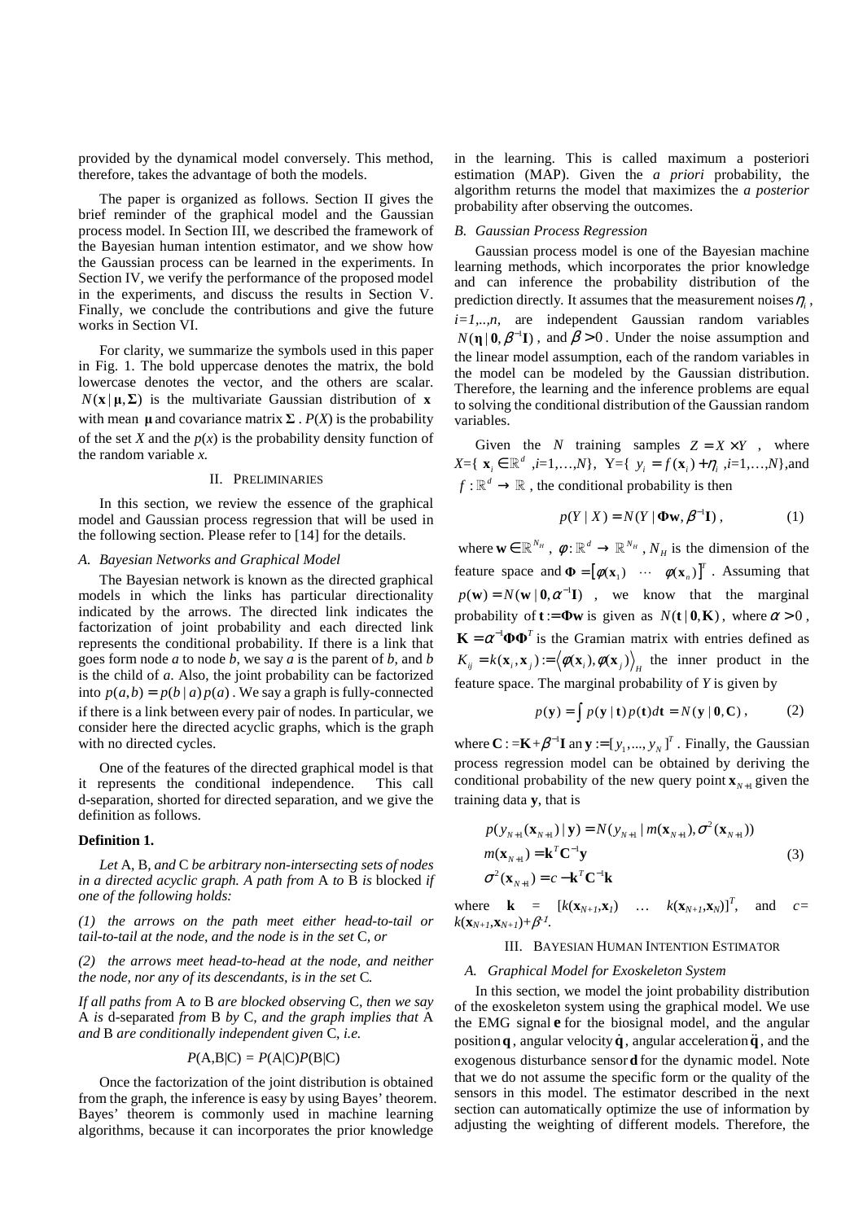provided by the dynamical model conversely. This method, therefore, takes the advantage of both the models.

The paper is organized as follows. Section II gives the brief reminder of the graphical model and the Gaussian process model. In Section III, we described the framework of the Bayesian human intention estimator, and we show how the Gaussian process can be learned in the experiments. In Section IV, we verify the performance of the proposed model in the experiments, and discuss the results in Section V. Finally, we conclude the contributions and give the future works in Section VI.

For clarity, we summarize the symbols used in this paper in Fig. 1. The bold uppercase denotes the matrix, the bold lowercase denotes the vector, and the others are scalar. $N(\mathbf{x} \mid \boldsymbol{\mu}, \boldsymbol{\Sigma})$ is the multivariate Gaussian distribution of $\mathbf{x}$ with mean $\boldsymbol{\mu}$ and covariance matrix $\boldsymbol{\Sigma}$. $P(X)$ is the probability of the set $X$ and the $p(x)$ is the probability density function of the random variable $x$.

## II. Preliminaries

In this section, we review the essence of the graphical model and Gaussian process regression that will be used in the following section. Please refer to [14] for the details.

### A. Bayesian Networks and Graphical Model

The Bayesian network is known as the directed graphical models in which the links has particular directionality indicated by the arrows. The directed link indicates the factorization of joint probability and each directed link represents the conditional probability. If there is a link that goes form node *a* to node *b*, we say *a* is the parent of *b*, and *b* is the child of *a*. Also, the joint probability can be factorized into $p(a,b) = p(b \mid a)p(a)$. We say a graph is fully-connected if there is a link between every pair of nodes. In particular, we consider here the directed acyclic graphs, which is the graph with no directed cycles.

One of the features of the directed graphical model is that it represents the conditional independence. This call d-separation, shorted for directed separation, and we give the definition as follows.

**Definition 1.**

*Let* A, B, *and* C *be arbitrary non-intersecting sets of nodes in a directed acyclic graph. A path from* A *to* B *is* blocked *if one of the following holds:*

*(1) the arrows on the path meet either head-to-tail or tail-to-tail at the node, and the node is in the set* C*, or*

*(2) the arrows meet head-to-head at the node, and neither the node, nor any of its descendants, is in the set* C*.*

*If all paths from* A *to* B *are blocked observing* C*, then we say* A *is* d-separated *from* B *by* C*, and the graph implies that* A *and* B *are conditionally independent given* C*, i.e.*

$$P(A,B|C) = P(A|C)P(B|C)$$

Once the factorization of the joint distribution is obtained from the graph, the inference is easy by using Bayes' theorem. Bayes' theorem is commonly used in machine learning algorithms, because it can incorporates the prior knowledge in the learning. This is called maximum a posteriori estimation (MAP). Given the *a priori* probability, the algorithm returns the model that maximizes the *a posterior* probability after observing the outcomes.

### B. Gaussian Process Regression

Gaussian process model is one of the Bayesian machine learning methods, which incorporates the prior knowledge and can inference the probability distribution of the prediction directly. It assumes that the measurement noises $\eta_i$, $i=1,..,n$, are independent Gaussian random variables $N(\boldsymbol{\eta} \mid \mathbf{0}, \beta^{-1}\mathbf{I})$, and $\beta > 0$. Under the noise assumption and the linear model assumption, each of the random variables in the model can be modeled by the Gaussian distribution. Therefore, the learning and the inference problems are equal to solving the conditional distribution of the Gaussian random variables.

Given the $N$ training samples $Z = X \times Y$, where $X$={ $\mathbf{x}_i \in \mathbb{R}^d$ ,$i$=1,…,$N$}, Y={ $y_i = f(\mathbf{x}_i) + \eta_i$ ,$i$=1,…,$N$},and $f : \mathbb{R}^d \to \mathbb{R}$, the conditional probability is then

$$p(Y \mid X) = N(Y \mid \boldsymbol{\Phi}\mathbf{w}, \beta^{-1}\mathbf{I}), \tag{1}$$

where $\mathbf{w} \in \mathbb{R}^{N_H}$, $\phi : \mathbb{R}^d \to \mathbb{R}^{N_H}$, $N_H$ is the dimension of the feature space and $\boldsymbol{\Phi} = [\phi(\mathbf{x}_1) \ \cdots \ \phi(\mathbf{x}_n)]^T$. Assuming that $p(\mathbf{w}) = N(\mathbf{w} \mid \mathbf{0}, \alpha^{-1}\mathbf{I})$, we know that the marginal probability of $\mathbf{t} := \boldsymbol{\Phi}\mathbf{w}$ is given as $N(\mathbf{t} \mid \mathbf{0}, \mathbf{K})$, where $\alpha > 0$, $\mathbf{K} = \alpha^{-1}\boldsymbol{\Phi}\boldsymbol{\Phi}^T$ is the Gramian matrix with entries defined as $K_{ij} = k(\mathbf{x}_i, \mathbf{x}_j) := \langle \phi(\mathbf{x}_i), \phi(\mathbf{x}_j) \rangle_H$ the inner product in the feature space. The marginal probability of $Y$ is given by

$$p(\mathbf{y}) = \int p(\mathbf{y} \mid \mathbf{t})\, p(\mathbf{t})\, d\mathbf{t} = N(\mathbf{y} \mid \mathbf{0}, \mathbf{C}), \tag{2}$$

where $\mathbf{C} := \mathbf{K} + \beta^{-1}\mathbf{I}$ an $\mathbf{y} := [y_1, ..., y_N]^T$. Finally, the Gaussian process regression model can be obtained by deriving the conditional probability of the new query point $\mathbf{x}_{N+1}$ given the training data $\mathbf{y}$, that is

$$\begin{aligned} & p(y_{N+1}(\mathbf{x}_{N+1}) \mid \mathbf{y}) = N(y_{N+1} \mid m(\mathbf{x}_{N+1}), \sigma^2(\mathbf{x}_{N+1})) \\ & m(\mathbf{x}_{N+1}) = \mathbf{k}^T \mathbf{C}^{-1} \mathbf{y} \\ & \sigma^2(\mathbf{x}_{N+1}) = c - \mathbf{k}^T \mathbf{C}^{-1} \mathbf{k} \end{aligned} \tag{3}$$

where $\mathbf{k} = [k(\mathbf{x}_{N+1},\mathbf{x}_1) \ \ldots \ k(\mathbf{x}_{N+1},\mathbf{x}_N)]^T$, and $c = k(\mathbf{x}_{N+1},\mathbf{x}_{N+1}) + \beta^{-1}$.

## III. Bayesian Human Intention Estimator

### A. Graphical Model for Exoskeleton System

In this section, we model the joint probability distribution of the exoskeleton system using the graphical model. We use the EMG signal $\mathbf{e}$ for the biosignal model, and the angular position $\mathbf{q}$, angular velocity $\dot{\mathbf{q}}$, angular acceleration $\ddot{\mathbf{q}}$, and the exogenous disturbance sensor $\mathbf{d}$ for the dynamic model. Note that we do not assume the specific form or the quality of the sensors in this model. The estimator described in the next section can automatically optimize the use of information by adjusting the weighting of different models. Therefore, the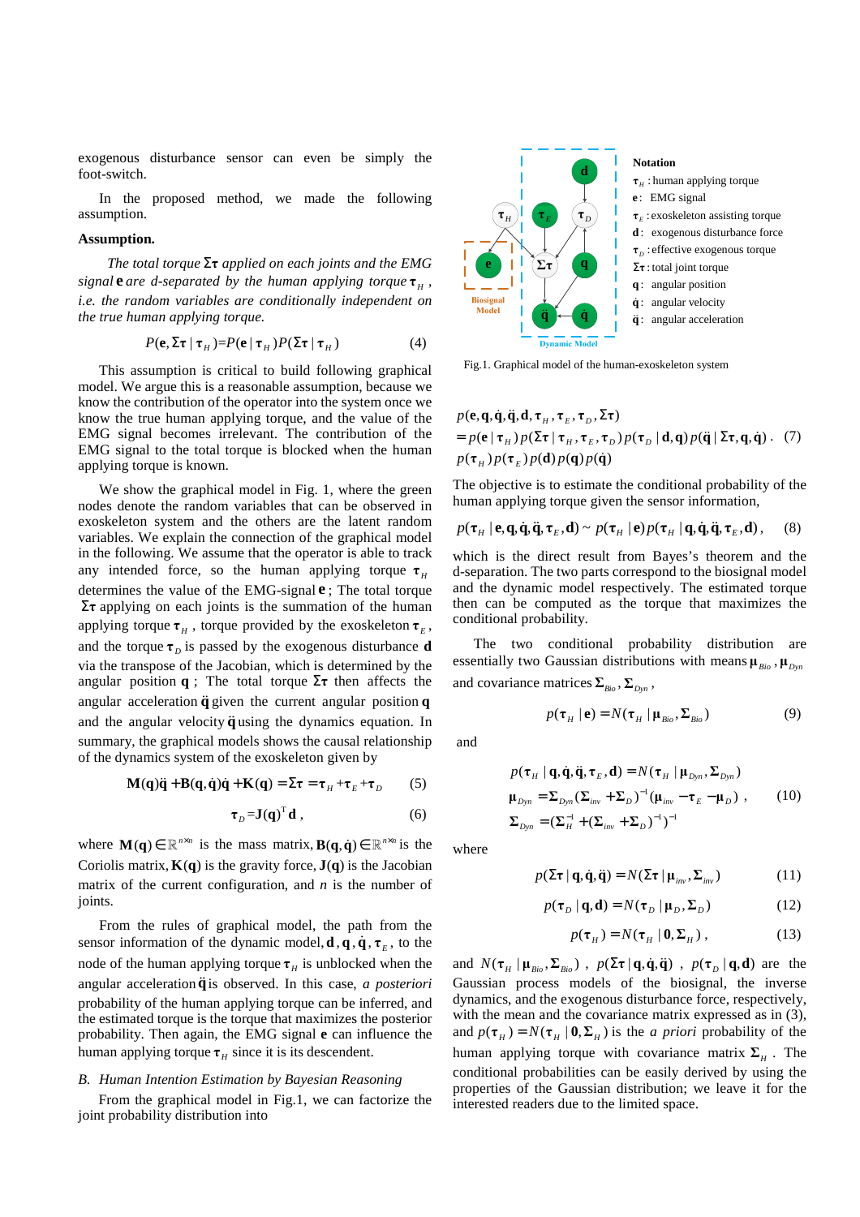exogenous disturbance sensor can even be simply the foot-switch.

In the proposed method, we made the following assumption.

**Assumption.**

*The total torque* $\Sigma\boldsymbol{\tau}$ *applied on each joints and the EMG signal* $\mathbf{e}$ *are d-separated by the human applying torque* $\boldsymbol{\tau}_H$ *, i.e. the random variables are conditionally independent on the true human applying torque.*

$$P(\mathbf{e}, \Sigma\boldsymbol{\tau} \mid \boldsymbol{\tau}_H) = P(\mathbf{e} \mid \boldsymbol{\tau}_H) P(\Sigma\boldsymbol{\tau} \mid \boldsymbol{\tau}_H) \tag{4}$$

This assumption is critical to build following graphical model. We argue this is a reasonable assumption, because we know the contribution of the operator into the system once we know the true human applying torque, and the value of the EMG signal becomes irrelevant. The contribution of the EMG signal to the total torque is blocked when the human applying torque is known.

We show the graphical model in Fig. 1, where the green nodes denote the random variables that can be observed in exoskeleton system and the others are the latent random variables. We explain the connection of the graphical model in the following. We assume that the operator is able to track any intended force, so the human applying torque $\boldsymbol{\tau}_H$ determines the value of the EMG-signal $\mathbf{e}$; The total torque $\Sigma\boldsymbol{\tau}$ applying on each joints is the summation of the human applying torque $\boldsymbol{\tau}_H$, torque provided by the exoskeleton $\boldsymbol{\tau}_E$, and the torque $\boldsymbol{\tau}_D$ is passed by the exogenous disturbance $\mathbf{d}$ via the transpose of the Jacobian, which is determined by the angular position $\mathbf{q}$; The total torque $\Sigma\boldsymbol{\tau}$ then affects the angular acceleration $\ddot{\mathbf{q}}$ given the current angular position $\mathbf{q}$ and the angular velocity $\dot{\mathbf{q}}$ using the dynamics equation. In summary, the graphical models shows the causal relationship of the dynamics system of the exoskeleton given by

$$\mathbf{M}(\mathbf{q})\ddot{\mathbf{q}} + \mathbf{B}(\mathbf{q},\dot{\mathbf{q}})\dot{\mathbf{q}} + \mathbf{K}(\mathbf{q}) = \Sigma\boldsymbol{\tau} = \boldsymbol{\tau}_H + \boldsymbol{\tau}_E + \boldsymbol{\tau}_D \tag{5}$$

$$\boldsymbol{\tau}_D = \mathbf{J}(\mathbf{q})^{\mathrm{T}}\mathbf{d}\,, \tag{6}$$

where $\mathbf{M}(\mathbf{q}) \in \mathbb{R}^{n\times n}$ is the mass matrix, $\mathbf{B}(\mathbf{q},\dot{\mathbf{q}}) \in \mathbb{R}^{n\times n}$ is the Coriolis matrix, $\mathbf{K}(\mathbf{q})$ is the gravity force, $\mathbf{J}(\mathbf{q})$ is the Jacobian matrix of the current configuration, and $n$ is the number of joints.

From the rules of graphical model, the path from the sensor information of the dynamic model, $\mathbf{d}$, $\mathbf{q}$, $\dot{\mathbf{q}}$, $\boldsymbol{\tau}_E$, to the node of the human applying torque $\boldsymbol{\tau}_H$ is unblocked when the angular acceleration $\ddot{\mathbf{q}}$ is observed. In this case, *a posteriori* probability of the human applying torque can be inferred, and the estimated torque is the torque that maximizes the posterior probability. Then again, the EMG signal $\mathbf{e}$ can influence the human applying torque $\boldsymbol{\tau}_H$ since it is its descendent.

### *B. Human Intention Estimation by Bayesian Reasoning*

From the graphical model in Fig.1, we can factorize the joint probability distribution into

Notation

$\boldsymbol{\tau}_H$ : human applying torque

$\mathbf{e}$: EMG signal

$\boldsymbol{\tau}_E$ : exoskeleton assisting torque

$\mathbf{d}$: exogenous disturbance force

$\boldsymbol{\tau}_D$ : effective exogenous torque

$\Sigma\boldsymbol{\tau}$ : total joint torque

$\mathbf{q}$: angular position

$\dot{\mathbf{q}}$: angular velocity

$\ddot{\mathbf{q}}$: angular acceleration

Fig.1. Graphical model of the human-exoskeleton system

$$\begin{aligned}
&p(\mathbf{e},\mathbf{q},\dot{\mathbf{q}},\ddot{\mathbf{q}},\mathbf{d},\boldsymbol{\tau}_H,\boldsymbol{\tau}_E,\boldsymbol{\tau}_D,\Sigma\boldsymbol{\tau}) \\
&= p(\mathbf{e} \mid \boldsymbol{\tau}_H)\, p(\Sigma\boldsymbol{\tau} \mid \boldsymbol{\tau}_H,\boldsymbol{\tau}_E,\boldsymbol{\tau}_D)\, p(\boldsymbol{\tau}_D \mid \mathbf{d},\mathbf{q})\, p(\ddot{\mathbf{q}} \mid \Sigma\boldsymbol{\tau},\mathbf{q},\dot{\mathbf{q}})\,. \\
&\quad p(\boldsymbol{\tau}_H)\, p(\boldsymbol{\tau}_E)\, p(\mathbf{d})\, p(\mathbf{q})\, p(\dot{\mathbf{q}})
\end{aligned} \tag{7}$$

The objective is to estimate the conditional probability of the human applying torque given the sensor information,

$$p(\boldsymbol{\tau}_H \mid \mathbf{e},\mathbf{q},\dot{\mathbf{q}},\ddot{\mathbf{q}},\boldsymbol{\tau}_E,\mathbf{d}) \sim p(\boldsymbol{\tau}_H \mid \mathbf{e})\, p(\boldsymbol{\tau}_H \mid \mathbf{q},\dot{\mathbf{q}},\ddot{\mathbf{q}},\boldsymbol{\tau}_E,\mathbf{d})\,, \tag{8}$$

which is the direct result from Bayes's theorem and the d-separation. The two parts correspond to the biosignal model and the dynamic model respectively. The estimated torque then can be computed as the torque that maximizes the conditional probability.

The two conditional probability distribution are essentially two Gaussian distributions with means $\boldsymbol{\mu}_{Bio}$, $\boldsymbol{\mu}_{Dyn}$ and covariance matrices $\boldsymbol{\Sigma}_{Bio}$, $\boldsymbol{\Sigma}_{Dyn}$,

$$p(\boldsymbol{\tau}_H \mid \mathbf{e}) = N(\boldsymbol{\tau}_H \mid \boldsymbol{\mu}_{Bio}, \boldsymbol{\Sigma}_{Bio}) \tag{9}$$

and

$$\begin{aligned}
&p(\boldsymbol{\tau}_H \mid \mathbf{q},\dot{\mathbf{q}},\ddot{\mathbf{q}},\boldsymbol{\tau}_E,\mathbf{d}) = N(\boldsymbol{\tau}_H \mid \boldsymbol{\mu}_{Dyn}, \boldsymbol{\Sigma}_{Dyn}) \\
&\boldsymbol{\mu}_{Dyn} = \boldsymbol{\Sigma}_{Dyn}(\boldsymbol{\Sigma}_{inv} + \boldsymbol{\Sigma}_D)^{-1}(\boldsymbol{\mu}_{inv} - \boldsymbol{\tau}_E - \boldsymbol{\mu}_D)\,, \\
&\boldsymbol{\Sigma}_{Dyn} = (\boldsymbol{\Sigma}_H^{-1} + (\boldsymbol{\Sigma}_{inv} + \boldsymbol{\Sigma}_D)^{-1})^{-1}
\end{aligned} \tag{10}$$

where

$$p(\Sigma\boldsymbol{\tau} \mid \mathbf{q},\dot{\mathbf{q}},\ddot{\mathbf{q}}) = N(\Sigma\boldsymbol{\tau} \mid \boldsymbol{\mu}_{inv}, \boldsymbol{\Sigma}_{inv}) \tag{11}$$

$$p(\boldsymbol{\tau}_D \mid \mathbf{q},\mathbf{d}) = N(\boldsymbol{\tau}_D \mid \boldsymbol{\mu}_D, \boldsymbol{\Sigma}_D) \tag{12}$$

$$p(\boldsymbol{\tau}_H) = N(\boldsymbol{\tau}_H \mid \mathbf{0}, \boldsymbol{\Sigma}_H)\,, \tag{13}$$

and $N(\boldsymbol{\tau}_H \mid \boldsymbol{\mu}_{Bio}, \boldsymbol{\Sigma}_{Bio})$, $p(\Sigma\boldsymbol{\tau} \mid \mathbf{q},\dot{\mathbf{q}},\ddot{\mathbf{q}})$, $p(\boldsymbol{\tau}_D \mid \mathbf{q},\mathbf{d})$ are the Gaussian process models of the biosignal, the inverse dynamics, and the exogenous disturbance force, respectively, with the mean and the covariance matrix expressed as in (3), and $p(\boldsymbol{\tau}_H) = N(\boldsymbol{\tau}_H \mid \mathbf{0}, \boldsymbol{\Sigma}_H)$ is the *a priori* probability of the human applying torque with covariance matrix $\boldsymbol{\Sigma}_H$. The conditional probabilities can be easily derived by using the properties of the Gaussian distribution; we leave it for the interested readers due to the limited space.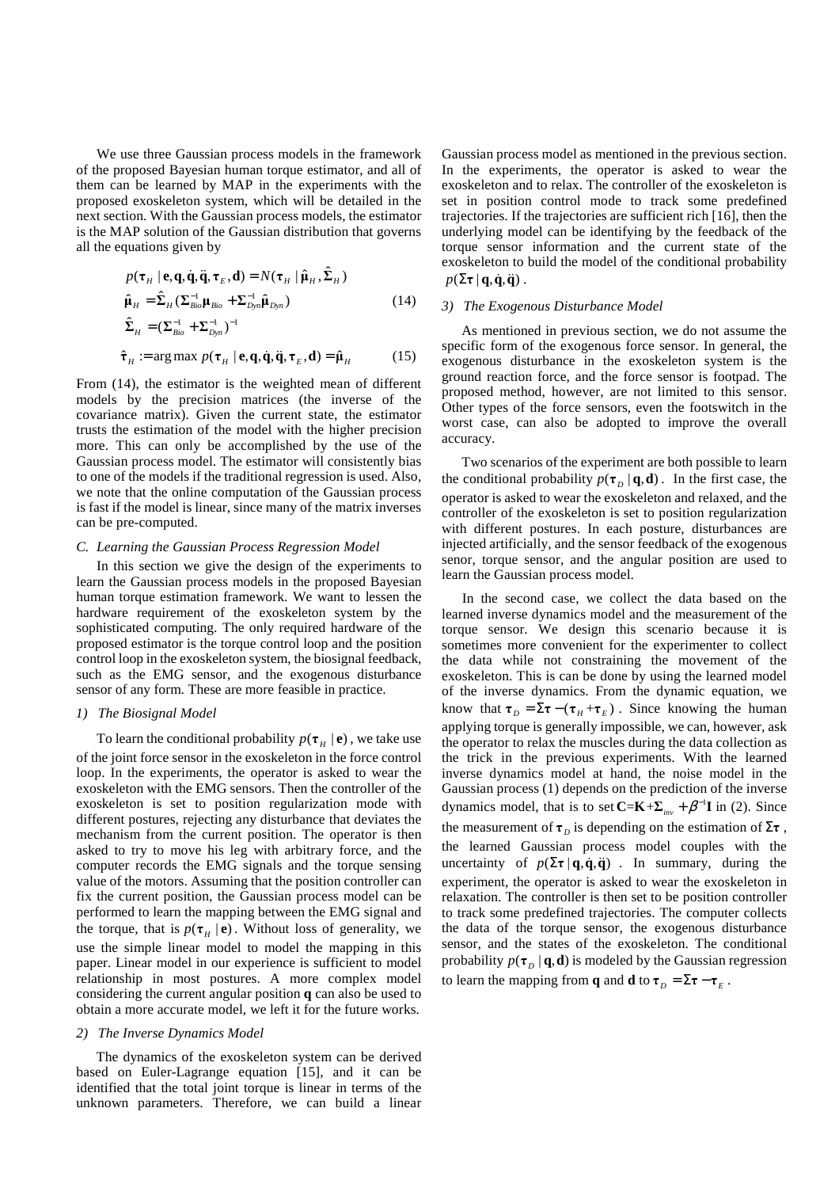We use three Gaussian process models in the framework of the proposed Bayesian human torque estimator, and all of them can be learned by MAP in the experiments with the proposed exoskeleton system, which will be detailed in the next section. With the Gaussian process models, the estimator is the MAP solution of the Gaussian distribution that governs all the equations given by

$$
\begin{aligned}
& p(\boldsymbol{\tau}_H \mid \mathbf{e}, \mathbf{q}, \dot{\mathbf{q}}, \ddot{\mathbf{q}}, \boldsymbol{\tau}_E, \mathbf{d}) = N(\boldsymbol{\tau}_H \mid \hat{\boldsymbol{\mu}}_H, \hat{\boldsymbol{\Sigma}}_H) \\
& \hat{\boldsymbol{\mu}}_H = \hat{\boldsymbol{\Sigma}}_H (\boldsymbol{\Sigma}_{Bio}^{-1} \boldsymbol{\mu}_{Bio} + \boldsymbol{\Sigma}_{Dyn}^{-1} \hat{\boldsymbol{\mu}}_{Dyn}) \\
& \hat{\boldsymbol{\Sigma}}_H = (\boldsymbol{\Sigma}_{Bio}^{-1} + \boldsymbol{\Sigma}_{Dyn}^{-1})^{-1}
\end{aligned}
\tag{14}
$$

$$
\hat{\boldsymbol{\tau}}_H := \arg\max p(\boldsymbol{\tau}_H \mid \mathbf{e}, \mathbf{q}, \dot{\mathbf{q}}, \ddot{\mathbf{q}}, \boldsymbol{\tau}_E, \mathbf{d}) = \hat{\boldsymbol{\mu}}_H \tag{15}
$$

From (14), the estimator is the weighted mean of different models by the precision matrices (the inverse of the covariance matrix). Given the current state, the estimator trusts the estimation of the model with the higher precision more. This can only be accomplished by the use of the Gaussian process model. The estimator will consistently bias to one of the models if the traditional regression is used. Also, we note that the online computation of the Gaussian process is fast if the model is linear, since many of the matrix inverses can be pre-computed.

### C. Learning the Gaussian Process Regression Model

In this section we give the design of the experiments to learn the Gaussian process models in the proposed Bayesian human torque estimation framework. We want to lessen the hardware requirement of the exoskeleton system by the sophisticated computing. The only required hardware of the proposed estimator is the torque control loop and the position control loop in the exoskeleton system, the biosignal feedback, such as the EMG sensor, and the exogenous disturbance sensor of any form. These are more feasible in practice.

#### 1) The Biosignal Model

To learn the conditional probability $p(\boldsymbol{\tau}_H \mid \mathbf{e})$, we take use of the joint force sensor in the exoskeleton in the force control loop. In the experiments, the operator is asked to wear the exoskeleton with the EMG sensors. Then the controller of the exoskeleton is set to position regularization mode with different postures, rejecting any disturbance that deviates the mechanism from the current position. The operator is then asked to try to move his leg with arbitrary force, and the computer records the EMG signals and the torque sensing value of the motors. Assuming that the position controller can fix the current position, the Gaussian process model can be performed to learn the mapping between the EMG signal and the torque, that is $p(\boldsymbol{\tau}_H \mid \mathbf{e})$. Without loss of generality, we use the simple linear model to model the mapping in this paper. Linear model in our experience is sufficient to model relationship in most postures. A more complex model considering the current angular position **q** can also be used to obtain a more accurate model, we left it for the future works.

#### 2) The Inverse Dynamics Model

The dynamics of the exoskeleton system can be derived based on Euler-Lagrange equation [15], and it can be identified that the total joint torque is linear in terms of the unknown parameters. Therefore, we can build a linear Gaussian process model as mentioned in the previous section. In the experiments, the operator is asked to wear the exoskeleton and to relax. The controller of the exoskeleton is set in position control mode to track some predefined trajectories. If the trajectories are sufficient rich [16], then the underlying model can be identifying by the feedback of the torque sensor information and the current state of the exoskeleton to build the model of the conditional probability $p(\Sigma\boldsymbol{\tau} \mid \mathbf{q}, \dot{\mathbf{q}}, \ddot{\mathbf{q}})$.

#### 3) The Exogenous Disturbance Model

As mentioned in previous section, we do not assume the specific form of the exogenous force sensor. In general, the exogenous disturbance in the exoskeleton system is the ground reaction force, and the force sensor is footpad. The proposed method, however, are not limited to this sensor. Other types of the force sensors, even the footswitch in the worst case, can also be adopted to improve the overall accuracy.

Two scenarios of the experiment are both possible to learn the conditional probability $p(\boldsymbol{\tau}_D \mid \mathbf{q}, \mathbf{d})$. In the first case, the operator is asked to wear the exoskeleton and relaxed, and the controller of the exoskeleton is set to position regularization with different postures. In each posture, disturbances are injected artificially, and the sensor feedback of the exogenous senor, torque sensor, and the angular position are used to learn the Gaussian process model.

In the second case, we collect the data based on the learned inverse dynamics model and the measurement of the torque sensor. We design this scenario because it is sometimes more convenient for the experimenter to collect the data while not constraining the movement of the exoskeleton. This is can be done by using the learned model of the inverse dynamics. From the dynamic equation, we know that $\boldsymbol{\tau}_D = \Sigma\boldsymbol{\tau} - (\boldsymbol{\tau}_H + \boldsymbol{\tau}_E)$. Since knowing the human applying torque is generally impossible, we can, however, ask the operator to relax the muscles during the data collection as the trick in the previous experiments. With the learned inverse dynamics model at hand, the noise model in the Gaussian process (1) depends on the prediction of the inverse dynamics model, that is to set $\mathbf{C} = \mathbf{K} + \boldsymbol{\Sigma}_{inv} + \beta^{-1}\mathbf{I}$ in (2). Since the measurement of $\boldsymbol{\tau}_D$ is depending on the estimation of $\Sigma\boldsymbol{\tau}$, the learned Gaussian process model couples with the uncertainty of $p(\Sigma\boldsymbol{\tau} \mid \mathbf{q}, \dot{\mathbf{q}}, \ddot{\mathbf{q}})$. In summary, during the experiment, the operator is asked to wear the exoskeleton in relaxation. The controller is then set to be position controller to track some predefined trajectories. The computer collects the data of the torque sensor, the exogenous disturbance sensor, and the states of the exoskeleton. The conditional probability $p(\boldsymbol{\tau}_D \mid \mathbf{q}, \mathbf{d})$ is modeled by the Gaussian regression to learn the mapping from **q** and **d** to $\boldsymbol{\tau}_D = \Sigma\boldsymbol{\tau} - \boldsymbol{\tau}_E$.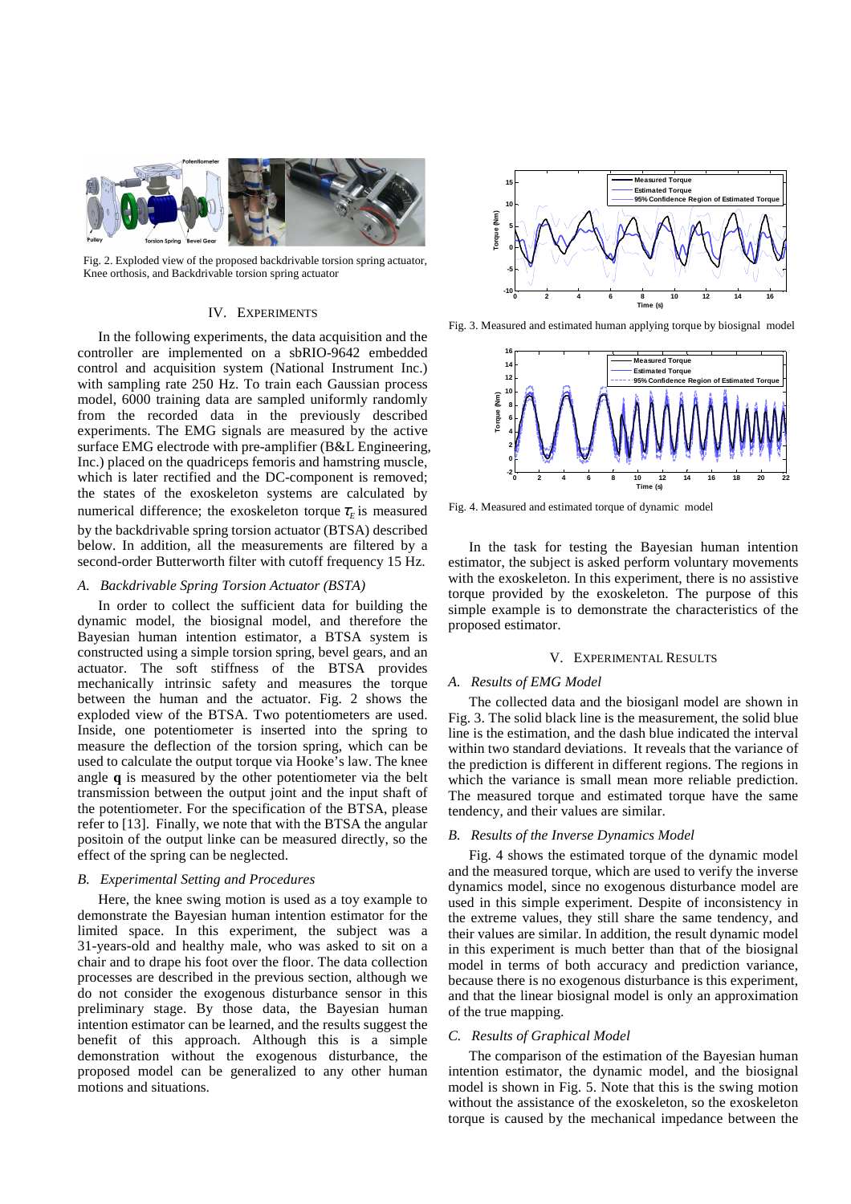Fig. 2. Exploded view of the proposed backdrivable torsion spring actuator, Knee orthosis, and Backdrivable torsion spring actuator

## IV. EXPERIMENTS

In the following experiments, the data acquisition and the controller are implemented on a sbRIO-9642 embedded control and acquisition system (National Instrument Inc.) with sampling rate 250 Hz. To train each Gaussian process model, 6000 training data are sampled uniformly randomly from the recorded data in the previously described experiments. The EMG signals are measured by the active surface EMG electrode with pre-amplifier (B&L Engineering, Inc.) placed on the quadriceps femoris and hamstring muscle, which is later rectified and the DC-component is removed; the states of the exoskeleton systems are calculated by numerical difference; the exoskeleton torque $\tau_E$ is measured by the backdrivable spring torsion actuator (BTSA) described below. In addition, all the measurements are filtered by a second-order Butterworth filter with cutoff frequency 15 Hz.

### A. Backdrivable Spring Torsion Actuator (BSTA)

In order to collect the sufficient data for building the dynamic model, the biosignal model, and therefore the Bayesian human intention estimator, a BTSA system is constructed using a simple torsion spring, bevel gears, and an actuator. The soft stiffness of the BTSA provides mechanically intrinsic safety and measures the torque between the human and the actuator. Fig. 2 shows the exploded view of the BTSA. Two potentiometers are used. Inside, one potentiometer is inserted into the spring to measure the deflection of the torsion spring, which can be used to calculate the output torque via Hooke's law. The knee angle **q** is measured by the other potentiometer via the belt transmission between the output joint and the input shaft of the potentiometer. For the specification of the BTSA, please refer to [13]. Finally, we note that with the BTSA the angular positoin of the output linke can be measured directly, so the effect of the spring can be neglected.

### B. Experimental Setting and Procedures

Here, the knee swing motion is used as a toy example to demonstrate the Bayesian human intention estimator for the limited space. In this experiment, the subject was a 31-years-old and healthy male, who was asked to sit on a chair and to drape his foot over the floor. The data collection processes are described in the previous section, although we do not consider the exogenous disturbance sensor in this preliminary stage. By those data, the Bayesian human intention estimator can be learned, and the results suggest the benefit of this approach. Although this is a simple demonstration without the exogenous disturbance, the proposed model can be generalized to any other human motions and situations.

Fig. 3. Measured and estimated human applying torque by biosignal model

Fig. 4. Measured and estimated torque of dynamic model

In the task for testing the Bayesian human intention estimator, the subject is asked perform voluntary movements with the exoskeleton. In this experiment, there is no assistive torque provided by the exoskeleton. The purpose of this simple example is to demonstrate the characteristics of the proposed estimator.

## V. EXPERIMENTAL RESULTS

### A. Results of EMG Model

The collected data and the biosiganl model are shown in Fig. 3. The solid black line is the measurement, the solid blue line is the estimation, and the dash blue indicated the interval within two standard deviations. It reveals that the variance of the prediction is different in different regions. The regions in which the variance is small mean more reliable prediction. The measured torque and estimated torque have the same tendency, and their values are similar.

### B. Results of the Inverse Dynamics Model

Fig. 4 shows the estimated torque of the dynamic model and the measured torque, which are used to verify the inverse dynamics model, since no exogenous disturbance model are used in this simple experiment. Despite of inconsistency in the extreme values, they still share the same tendency, and their values are similar. In addition, the result dynamic model in this experiment is much better than that of the biosignal model in terms of both accuracy and prediction variance, because there is no exogenous disturbance is this experiment, and that the linear biosignal model is only an approximation of the true mapping.

### C. Results of Graphical Model

The comparison of the estimation of the Bayesian human intention estimator, the dynamic model, and the biosignal model is shown in Fig. 5. Note that this is the swing motion without the assistance of the exoskeleton, so the exoskeleton torque is caused by the mechanical impedance between the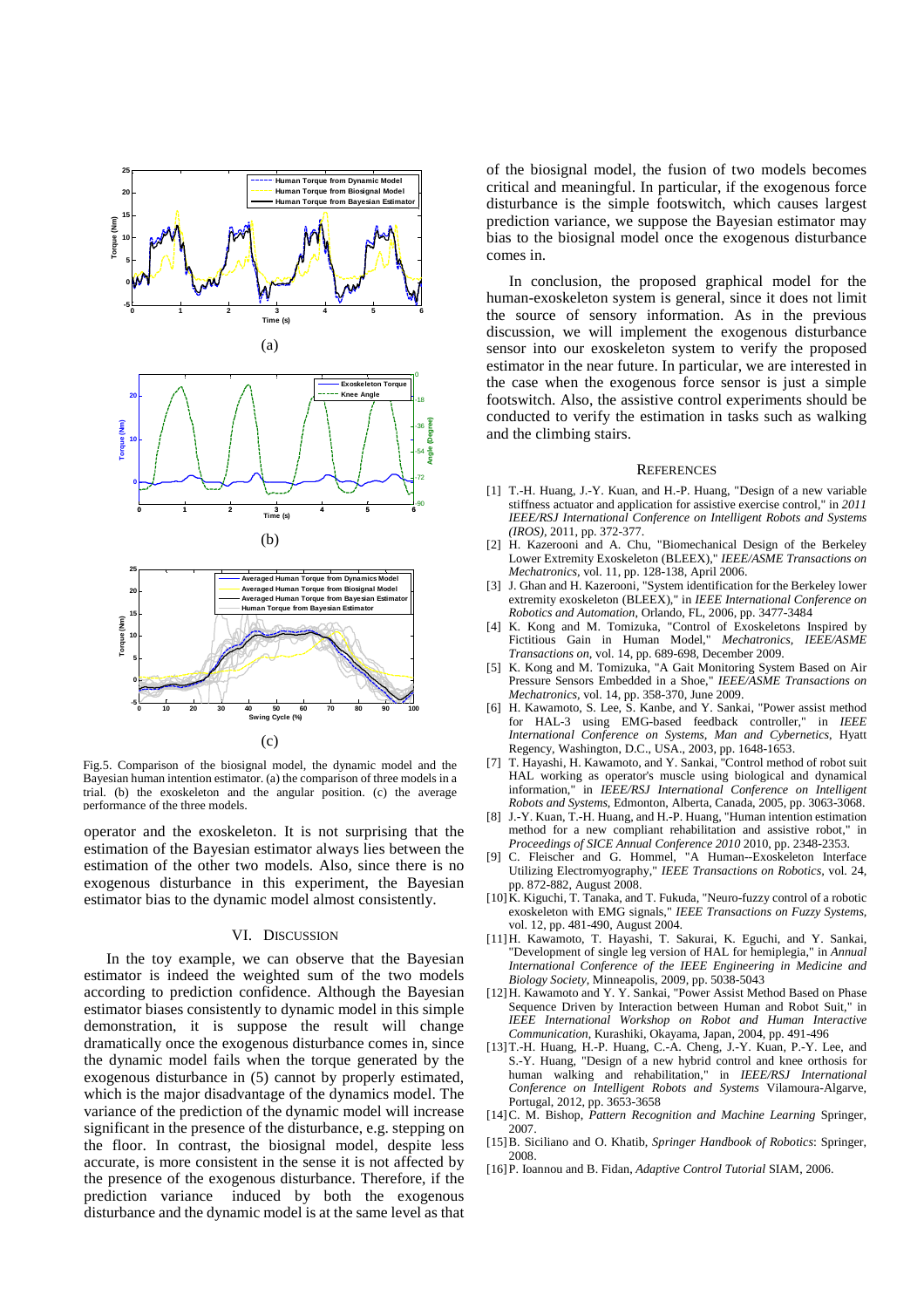25
Human Torque from Dynamic Model
Human Torque from Biosignal Model
Human Torque from Bayesian Estimator
20
15
10
5
0
-5
Torque (Nm)
0 1 2 3 4 5 6
Time (s)

(a)

Exoskeleton Torque
Knee Angle
20
10
0
Torque (Nm)
0
-18
-36
-54
-72
-90
Angle (Degree)
0 1 2 3 4 5 6
Time (s)

(b)

25
Averaged Human Torque from Dynamics Model
Averaged Human Torque from Biosignal Model
Averaged Human Torque from Bayesian Estimator
Human Torque from Bayesian Estimator
20
15
10
5
0
-5
Torque (Nm)
0 10 20 30 40 50 60 70 80 90 100
Swing Cycle (%)

(c)

Fig.5. Comparison of the biosignal model, the dynamic model and the Bayesian human intention estimator. (a) the comparison of three models in a trial. (b) the exoskeleton and the angular position. (c) the average performance of the three models.

operator and the exoskeleton. It is not surprising that the estimation of the Bayesian estimator always lies between the estimation of the other two models. Also, since there is no exogenous disturbance in this experiment, the Bayesian estimator bias to the dynamic model almost consistently.

## VI. Discussion

In the toy example, we can observe that the Bayesian estimator is indeed the weighted sum of the two models according to prediction confidence. Although the Bayesian estimator biases consistently to dynamic model in this simple demonstration, it is suppose the result will change dramatically once the exogenous disturbance comes in, since the dynamic model fails when the torque generated by the exogenous disturbance in (5) cannot by properly estimated, which is the major disadvantage of the dynamics model. The variance of the prediction of the dynamic model will increase significant in the presence of the disturbance, e.g. stepping on the floor. In contrast, the biosignal model, despite less accurate, is more consistent in the sense it is not affected by the presence of the exogenous disturbance. Therefore, if the prediction variance induced by both the exogenous disturbance and the dynamic model is at the same level as that of the biosignal model, the fusion of two models becomes critical and meaningful. In particular, if the exogenous force disturbance is the simple footswitch, which causes largest prediction variance, we suppose the Bayesian estimator may bias to the biosignal model once the exogenous disturbance comes in.

In conclusion, the proposed graphical model for the human-exoskeleton system is general, since it does not limit the source of sensory information. As in the previous discussion, we will implement the exogenous disturbance sensor into our exoskeleton system to verify the proposed estimator in the near future. In particular, we are interested in the case when the exogenous force sensor is just a simple footswitch. Also, the assistive control experiments should be conducted to verify the estimation in tasks such as walking and the climbing stairs.

## References

[1] T.-H. Huang, J.-Y. Kuan, and H.-P. Huang, "Design of a new variable stiffness actuator and application for assistive exercise control," in *2011 IEEE/RSJ International Conference on Intelligent Robots and Systems (IROS)*, 2011, pp. 372-377.

[2] H. Kazerooni and A. Chu, "Biomechanical Design of the Berkeley Lower Extremity Exoskeleton (BLEEX)," *IEEE/ASME Transactions on Mechatronics*, vol. 11, pp. 128-138, April 2006.

[3] J. Ghan and H. Kazerooni, "System identification for the Berkeley lower extremity exoskeleton (BLEEX)," in *IEEE International Conference on Robotics and Automation*, Orlando, FL, 2006, pp. 3477-3484

[4] K. Kong and M. Tomizuka, "Control of Exoskeletons Inspired by Fictitious Gain in Human Model," *Mechatronics, IEEE/ASME Transactions on*, vol. 14, pp. 689-698, December 2009.

[5] K. Kong and M. Tomizuka, "A Gait Monitoring System Based on Air Pressure Sensors Embedded in a Shoe," *IEEE/ASME Transactions on Mechatronics*, vol. 14, pp. 358-370, June 2009.

[6] H. Kawamoto, S. Lee, S. Kanbe, and Y. Sankai, "Power assist method for HAL-3 using EMG-based feedback controller," in *IEEE International Conference on Systems, Man and Cybernetics*, Hyatt Regency, Washington, D.C., USA., 2003, pp. 1648-1653.

[7] T. Hayashi, H. Kawamoto, and Y. Sankai, "Control method of robot suit HAL working as operator's muscle using biological and dynamical information," in *IEEE/RSJ International Conference on Intelligent Robots and Systems*, Edmonton, Alberta, Canada, 2005, pp. 3063-3068.

[8] J.-Y. Kuan, T.-H. Huang, and H.-P. Huang, "Human intention estimation method for a new compliant rehabilitation and assistive robot," in *Proceedings of SICE Annual Conference 2010* 2010, pp. 2348-2353.

[9] C. Fleischer and G. Hommel, "A Human--Exoskeleton Interface Utilizing Electromyography," *IEEE Transactions on Robotics*, vol. 24, pp. 872-882, August 2008.

[10] K. Kiguchi, T. Tanaka, and T. Fukuda, "Neuro-fuzzy control of a robotic exoskeleton with EMG signals," *IEEE Transactions on Fuzzy Systems*, vol. 12, pp. 481-490, August 2004.

[11] H. Kawamoto, T. Hayashi, T. Sakurai, K. Eguchi, and Y. Sankai, "Development of single leg version of HAL for hemiplegia," in *Annual International Conference of the IEEE Engineering in Medicine and Biology Society*, Minneapolis, 2009, pp. 5038-5043

[12] H. Kawamoto and Y. Y. Sankai, "Power Assist Method Based on Phase Sequence Driven by Interaction between Human and Robot Suit," in *IEEE International Workshop on Robot and Human Interactive Communication*, Kurashiki, Okayama, Japan, 2004, pp. 491-496

[13] T.-H. Huang, H.-P. Huang, C.-A. Cheng, J.-Y. Kuan, P.-Y. Lee, and S.-Y. Huang, "Design of a new hybrid control and knee orthosis for human walking and rehabilitation," in *IEEE/RSJ International Conference on Intelligent Robots and Systems* Vilamoura-Algarve, Portugal, 2012, pp. 3653-3658

[14] C. M. Bishop, *Pattern Recognition and Machine Learning* Springer, 2007.

[15] B. Siciliano and O. Khatib, *Springer Handbook of Robotics*: Springer, 2008.

[16] P. Ioannou and B. Fidan, *Adaptive Control Tutorial* SIAM, 2006.